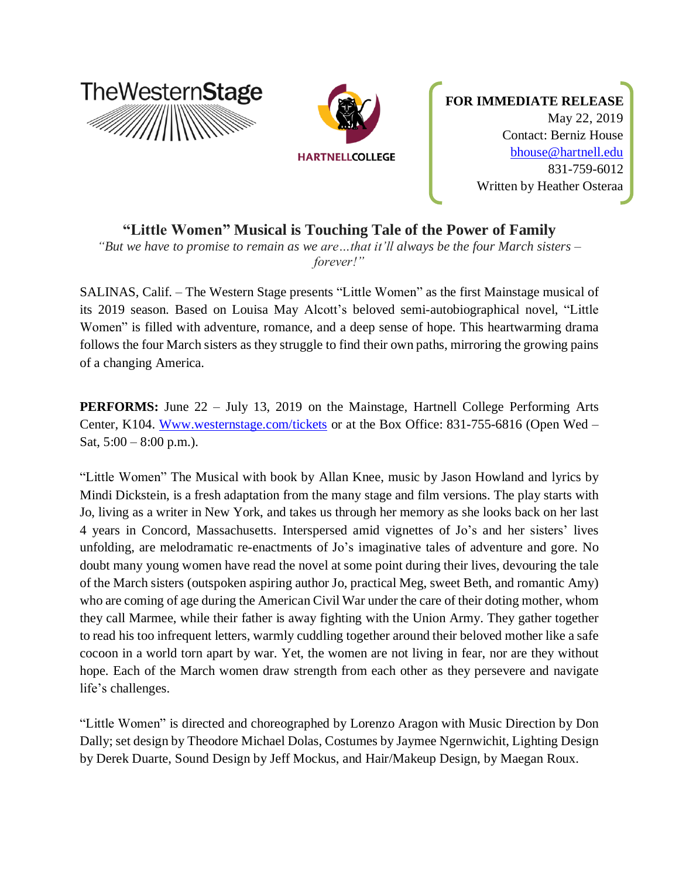TheWesternStage

HARTNELLCOLLEGE

**FOR IMMEDIATE RELEASE**
May 22, 2019
Contact: Berniz House
bhouse@hartnell.edu
831-759-6012
Written by Heather Osteraa

# "Little Women" Musical is Touching Tale of the Power of Family

*"But we have to promise to remain as we are…that it'll always be the four March sisters – forever!"*

SALINAS, Calif. – The Western Stage presents "Little Women" as the first Mainstage musical of its 2019 season. Based on Louisa May Alcott's beloved semi-autobiographical novel, "Little Women" is filled with adventure, romance, and a deep sense of hope. This heartwarming drama follows the four March sisters as they struggle to find their own paths, mirroring the growing pains of a changing America.

**PERFORMS:** June 22 – July 13, 2019 on the Mainstage, Hartnell College Performing Arts Center, K104. [Www.westernstage.com/tickets](Www.westernstage.com/tickets) or at the Box Office: 831-755-6816 (Open Wed – Sat, 5:00 – 8:00 p.m.).

"Little Women" The Musical with book by Allan Knee, music by Jason Howland and lyrics by Mindi Dickstein, is a fresh adaptation from the many stage and film versions. The play starts with Jo, living as a writer in New York, and takes us through her memory as she looks back on her last 4 years in Concord, Massachusetts. Interspersed amid vignettes of Jo's and her sisters' lives unfolding, are melodramatic re-enactments of Jo's imaginative tales of adventure and gore. No doubt many young women have read the novel at some point during their lives, devouring the tale of the March sisters (outspoken aspiring author Jo, practical Meg, sweet Beth, and romantic Amy) who are coming of age during the American Civil War under the care of their doting mother, whom they call Marmee, while their father is away fighting with the Union Army. They gather together to read his too infrequent letters, warmly cuddling together around their beloved mother like a safe cocoon in a world torn apart by war. Yet, the women are not living in fear, nor are they without hope. Each of the March women draw strength from each other as they persevere and navigate life's challenges.

"Little Women" is directed and choreographed by Lorenzo Aragon with Music Direction by Don Dally; set design by Theodore Michael Dolas, Costumes by Jaymee Ngernwichit, Lighting Design by Derek Duarte, Sound Design by Jeff Mockus, and Hair/Makeup Design, by Maegan Roux.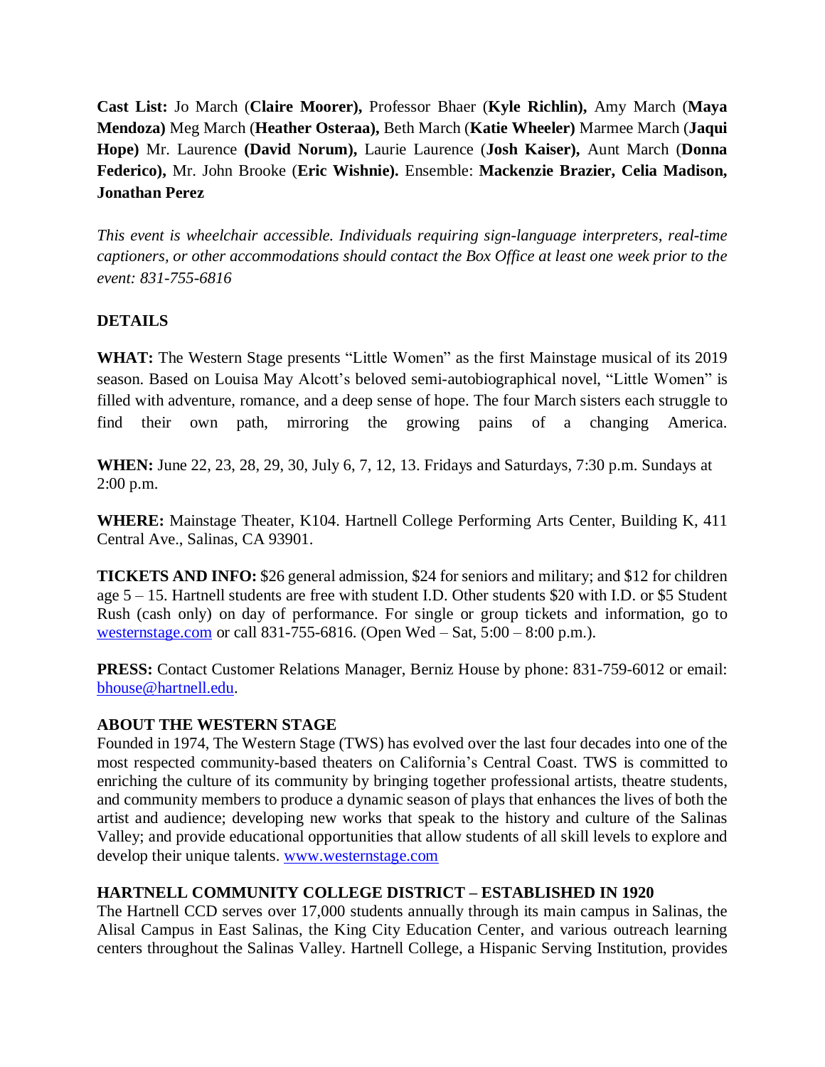**Cast List:** Jo March (**Claire Moorer),** Professor Bhaer (**Kyle Richlin),** Amy March (**Maya Mendoza)** Meg March (**Heather Osteraa),** Beth March (**Katie Wheeler)** Marmee March (**Jaqui Hope)** Mr. Laurence **(David Norum),** Laurie Laurence (**Josh Kaiser),** Aunt March (**Donna Federico),** Mr. John Brooke (**Eric Wishnie).** Ensemble: **Mackenzie Brazier, Celia Madison, Jonathan Perez**

*This event is wheelchair accessible. Individuals requiring sign-language interpreters, real-time captioners, or other accommodations should contact the Box Office at least one week prior to the event: 831-755-6816*

**DETAILS**

**WHAT:** The Western Stage presents "Little Women" as the first Mainstage musical of its 2019 season. Based on Louisa May Alcott's beloved semi-autobiographical novel, "Little Women" is filled with adventure, romance, and a deep sense of hope. The four March sisters each struggle to find their own path, mirroring the growing pains of a changing America.

**WHEN:** June 22, 23, 28, 29, 30, July 6, 7, 12, 13. Fridays and Saturdays, 7:30 p.m. Sundays at 2:00 p.m.

**WHERE:** Mainstage Theater, K104. Hartnell College Performing Arts Center, Building K, 411 Central Ave., Salinas, CA 93901.

**TICKETS AND INFO:** $26 general admission, $24 for seniors and military; and $12 for children age 5 – 15. Hartnell students are free with student I.D. Other students $20 with I.D. or $5 Student Rush (cash only) on day of performance. For single or group tickets and information, go to westernstage.com or call 831-755-6816. (Open Wed – Sat, 5:00 – 8:00 p.m.).

**PRESS:** Contact Customer Relations Manager, Berniz House by phone: 831-759-6012 or email: bhouse@hartnell.edu.

**ABOUT THE WESTERN STAGE**

Founded in 1974, The Western Stage (TWS) has evolved over the last four decades into one of the most respected community-based theaters on California's Central Coast. TWS is committed to enriching the culture of its community by bringing together professional artists, theatre students, and community members to produce a dynamic season of plays that enhances the lives of both the artist and audience; developing new works that speak to the history and culture of the Salinas Valley; and provide educational opportunities that allow students of all skill levels to explore and develop their unique talents. www.westernstage.com

**HARTNELL COMMUNITY COLLEGE DISTRICT – ESTABLISHED IN 1920**

The Hartnell CCD serves over 17,000 students annually through its main campus in Salinas, the Alisal Campus in East Salinas, the King City Education Center, and various outreach learning centers throughout the Salinas Valley. Hartnell College, a Hispanic Serving Institution, provides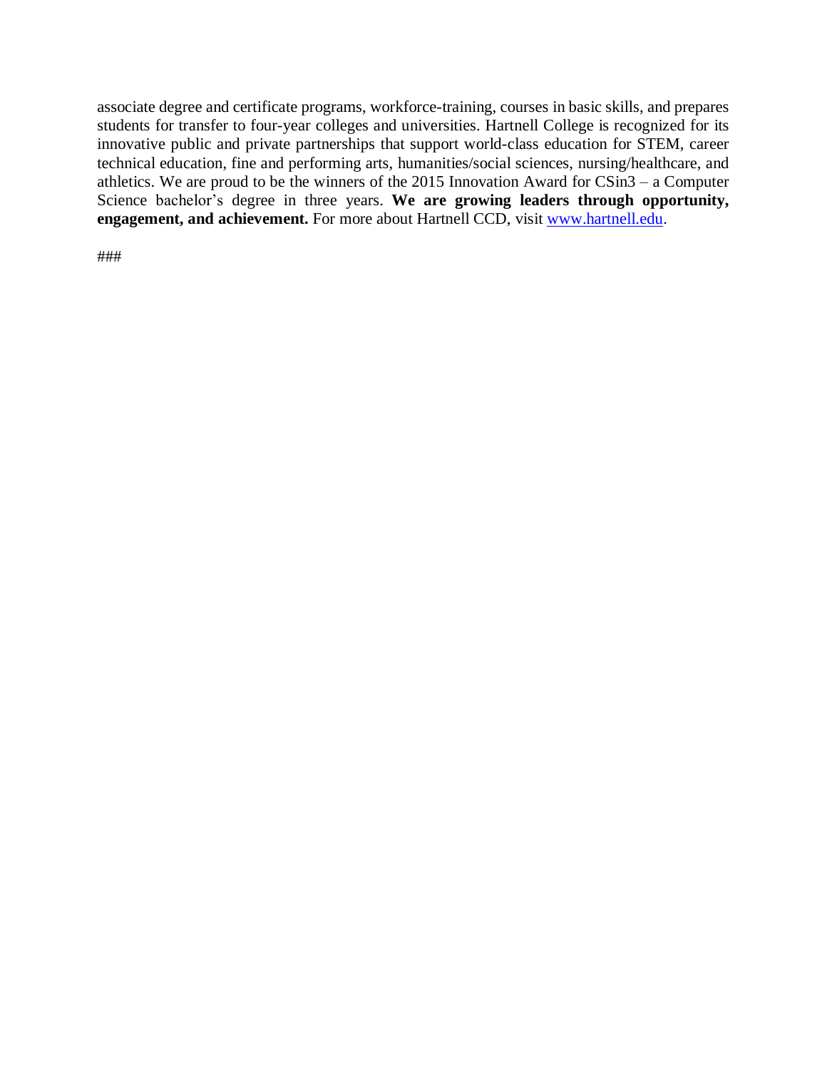associate degree and certificate programs, workforce-training, courses in basic skills, and prepares students for transfer to four-year colleges and universities. Hartnell College is recognized for its innovative public and private partnerships that support world-class education for STEM, career technical education, fine and performing arts, humanities/social sciences, nursing/healthcare, and athletics. We are proud to be the winners of the 2015 Innovation Award for CSin3 – a Computer Science bachelor's degree in three years. **We are growing leaders through opportunity, engagement, and achievement.** For more about Hartnell CCD, visit [www.hartnell.edu](http://www.hartnell.edu).

###